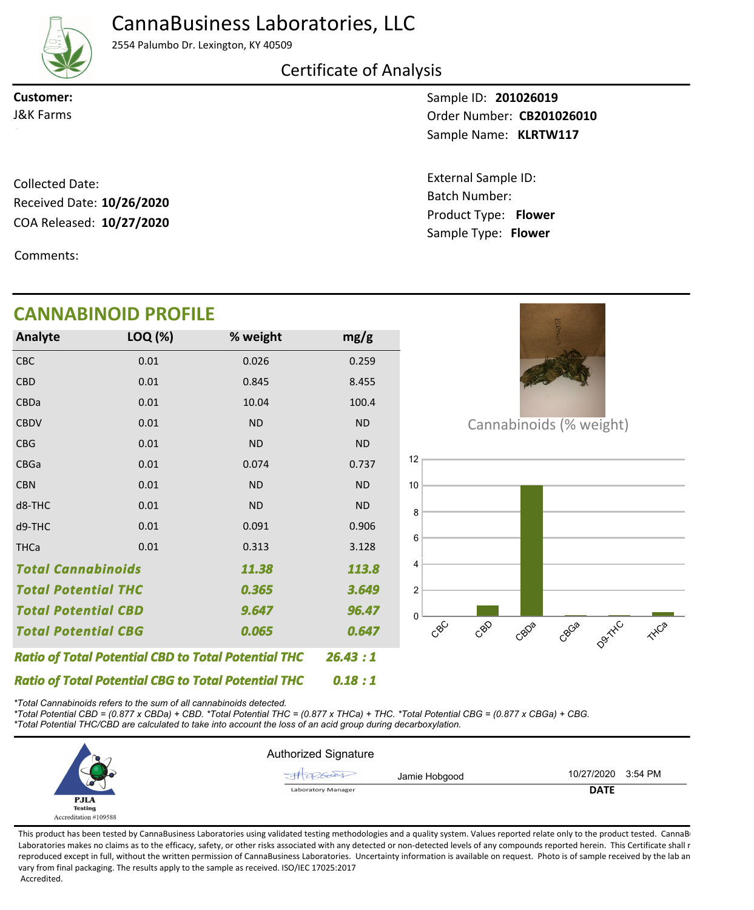# CannaBusiness Laboratories, LLC

2554 Palumbo Dr. Lexington, KY 40509

## Certificate of Analysis

**Customer:**
J&K Farms

Sample ID: **201026019**
Order Number: **CB201026010**
Sample Name: **KLRTW117**

Collected Date:
Received Date: **10/26/2020**
COA Released: **10/27/2020**

External Sample ID:
Batch Number:
Product Type: **Flower**
Sample Type: **Flower**

Comments:

## CANNABINOID PROFILE

| Analyte | LOQ (%) | % weight | mg/g |
|---|---|---|---|
| CBC | 0.01 | 0.026 | 0.259 |
| CBD | 0.01 | 0.845 | 8.455 |
| CBDa | 0.01 | 10.04 | 100.4 |
| CBDV | 0.01 | ND | ND |
| CBG | 0.01 | ND | ND |
| CBGa | 0.01 | 0.074 | 0.737 |
| CBN | 0.01 | ND | ND |
| d8-THC | 0.01 | ND | ND |
| d9-THC | 0.01 | 0.091 | 0.906 |
| THCa | 0.01 | 0.313 | 3.128 |
| ***Total Cannabinoids*** | | ***11.38*** | ***113.8*** |
| ***Total Potential THC*** | | ***0.365*** | ***3.649*** |
| ***Total Potential CBD*** | | ***9.647*** | ***96.47*** |
| ***Total Potential CBG*** | | ***0.065*** | ***0.647*** |

***Ratio of Total Potential CBD to Total Potential THC*** ***26.43 : 1***

***Ratio of Total Potential CBG to Total Potential THC*** ***0.18 : 1***

Cannabinoids (% weight)

| Cannabinoid | % weight |
|---|---|
| CBC | 0.026 |
| CBD | 0.845 |
| CBDa | 10.04 |
| CBGa | 0.074 |
| D9-THC | 0.091 |
| THCa | 0.313 |

*\*Total Cannabinoids refers to the sum of all cannabinoids detected.*
*\*Total Potential CBD = (0.877 x CBDa) + CBD. \*Total Potential THC = (0.877 x THCa) + THC. \*Total Potential CBG = (0.877 x CBGa) + CBG.*
*\*Total Potential THC/CBD are calculated to take into account the loss of an acid group during decarboxylation.*

PJLA Testing
Accreditation #109588

Authorized Signature

Jamie Hobgood
Laboratory Manager

10/27/2020 3:54 PM
**DATE**

This product has been tested by CannaBusiness Laboratories using validated testing methodologies and a quality system. Values reported relate only to the product tested. CannaB Laboratories makes no claims as to the efficacy, safety, or other risks associated with any detected or non-detected levels of any compounds reported herein. This Certificate shall r reproduced except in full, without the written permission of CannaBusiness Laboratories. Uncertainty information is available on request. Photo is of sample received by the lab an vary from final packaging. The results apply to the sample as received. ISO/IEC 17025:2017 Accredited.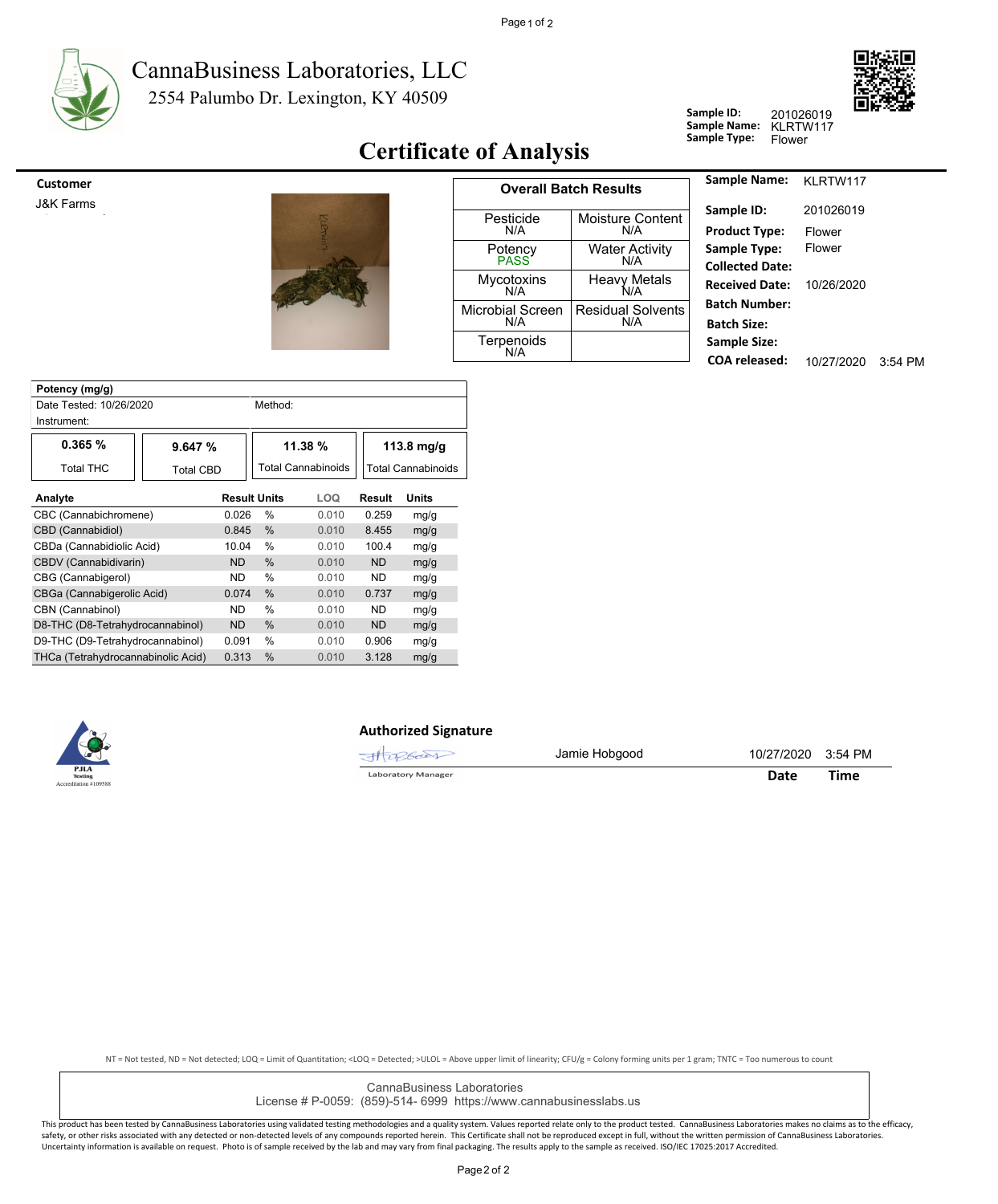# CannaBusiness Laboratories, LLC

2554 Palumbo Dr. Lexington, KY 40509

**Sample ID:** 201026019
**Sample Name:** KLRTW117
**Sample Type:** Flower

# Certificate of Analysis

**Customer**

J&K Farms

| Overall Batch Results | |
|---|---|
| Pesticide N/A | Moisture Content N/A |
| Potency PASS | Water Activity N/A |
| Mycotoxins N/A | Heavy Metals N/A |
| Microbial Screen N/A | Residual Solvents N/A |
| Terpenoids N/A | |

| | |
|---|---|
| **Sample Name:** | KLRTW117 |
| **Sample ID:** | 201026019 |
| **Product Type:** | Flower |
| **Sample Type:** | Flower |
| **Collected Date:** | |
| **Received Date:** | 10/26/2020 |
| **Batch Number:** | |
| **Batch Size:** | |
| **Sample Size:** | |
| **COA released:** | 10/27/2020 3:54 PM |

**Potency (mg/g)**

Date Tested: 10/26/2020 Method:

Instrument:

| 0.365 % | 9.647 % | 11.38 % | 113.8 mg/g |
|---|---|---|---|
| Total THC | Total CBD | Total Cannabinoids | Total Cannabinoids |

| Analyte | Result | Units | LOQ | Result | Units |
|---|---|---|---|---|---|
| CBC (Cannabichromene) | 0.026 | % | 0.010 | 0.259 | mg/g |
| CBD (Cannabidiol) | 0.845 | % | 0.010 | 8.455 | mg/g |
| CBDa (Cannabidiolic Acid) | 10.04 | % | 0.010 | 100.4 | mg/g |
| CBDV (Cannabidivarin) | ND | % | 0.010 | ND | mg/g |
| CBG (Cannabigerol) | ND | % | 0.010 | ND | mg/g |
| CBGa (Cannabigerolic Acid) | 0.074 | % | 0.010 | 0.737 | mg/g |
| CBN (Cannabinol) | ND | % | 0.010 | ND | mg/g |
| D8-THC (D8-Tetrahydrocannabinol) | ND | % | 0.010 | ND | mg/g |
| D9-THC (D9-Tetrahydrocannabinol) | 0.091 | % | 0.010 | 0.906 | mg/g |
| THCa (Tetrahydrocannabinolic Acid) | 0.313 | % | 0.010 | 3.128 | mg/g |

PJLA Testing Accreditation #109588

**Authorized Signature**

| Laboratory Manager | Jamie Hobgood | 10/27/2020 | 3:54 PM |
|---|---|---|---|
| | | **Date** | **Time** |

NT = Not tested, ND = Not detected; LOQ = Limit of Quantitation; <LOQ = Detected; >ULOL = Above upper limit of linearity; CFU/g = Colony forming units per 1 gram; TNTC = Too numerous to count

CannaBusiness Laboratories
License # P-0059: (859)-514- 6999 https://www.cannabusinesslabs.us

This product has been tested by CannaBusiness Laboratories using validated testing methodologies and a quality system. Values reported relate only to the product tested. CannaBusiness Laboratories makes no claims as to the efficacy, safety, or other risks associated with any detected or non-detected levels of any compounds reported herein. This Certificate shall not be reproduced except in full, without the written permission of CannaBusiness Laboratories. Uncertainty information is available on request. Photo is of sample received by the lab and may vary from final packaging. The results apply to the sample as received. ISO/IEC 17025:2017 Accredited.